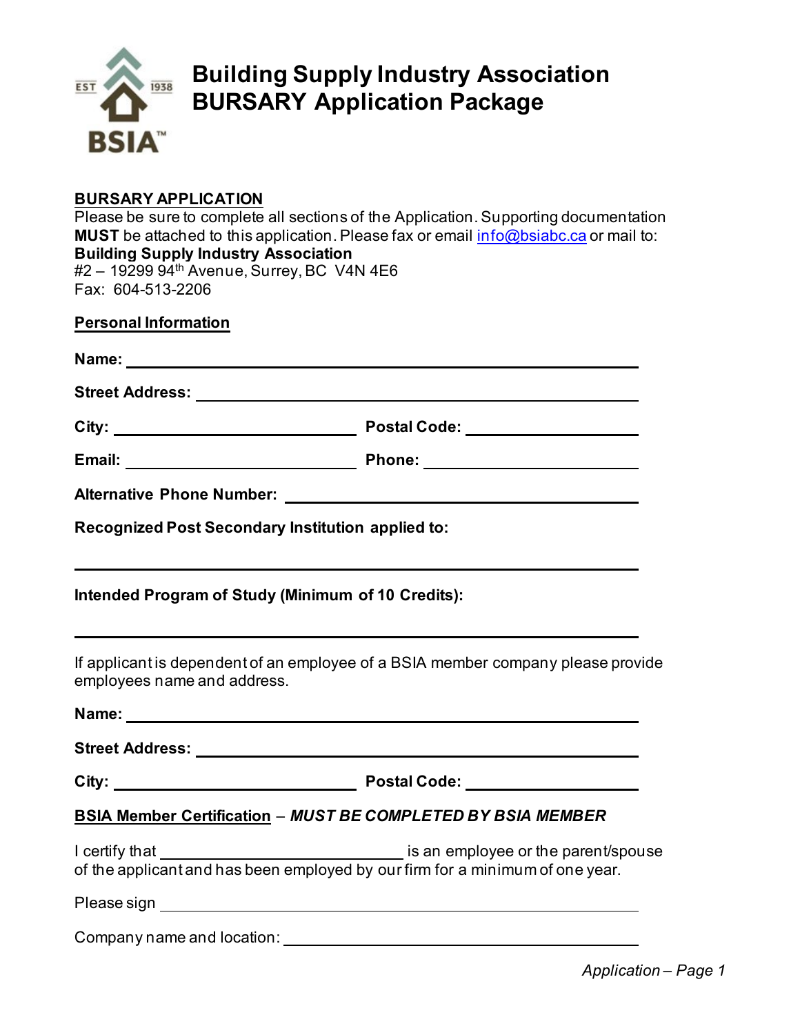# Building Supply Industry Association
# BURSARY Application Package

**BURSARY APPLICATION**

Please be sure to complete all sections of the Application. Supporting documentation **MUST** be attached to this application. Please fax or email info@bsiabc.ca or mail to:
**Building Supply Industry Association**
#2 – 19299 94th Avenue, Surrey, BC V4N 4E6
Fax: 604-513-2206

**Personal Information**

**Name:** ____________________________________________

**Street Address:** ______________________________________

**City:** ______________________ **Postal Code:** ________________

**Email:** _____________________ **Phone:** ____________________

**Alternative Phone Number:** ____________________________

**Recognized Post Secondary Institution applied to:**

____________________________________________________

**Intended Program of Study (Minimum of 10 Credits):**

____________________________________________________

If applicant is dependent of an employee of a BSIA member company please provide employees name and address.

**Name:** ____________________________________________

**Street Address:** ______________________________________

**City:** ______________________ **Postal Code:** ________________

**BSIA Member Certification** – ***MUST BE COMPLETED BY BSIA MEMBER***

I certify that ______________________ is an employee or the parent/spouse of the applicant and has been employed by our firm for a minimum of one year.

Please sign ____________________________________________

Company name and location: ______________________________

*Application – Page 1*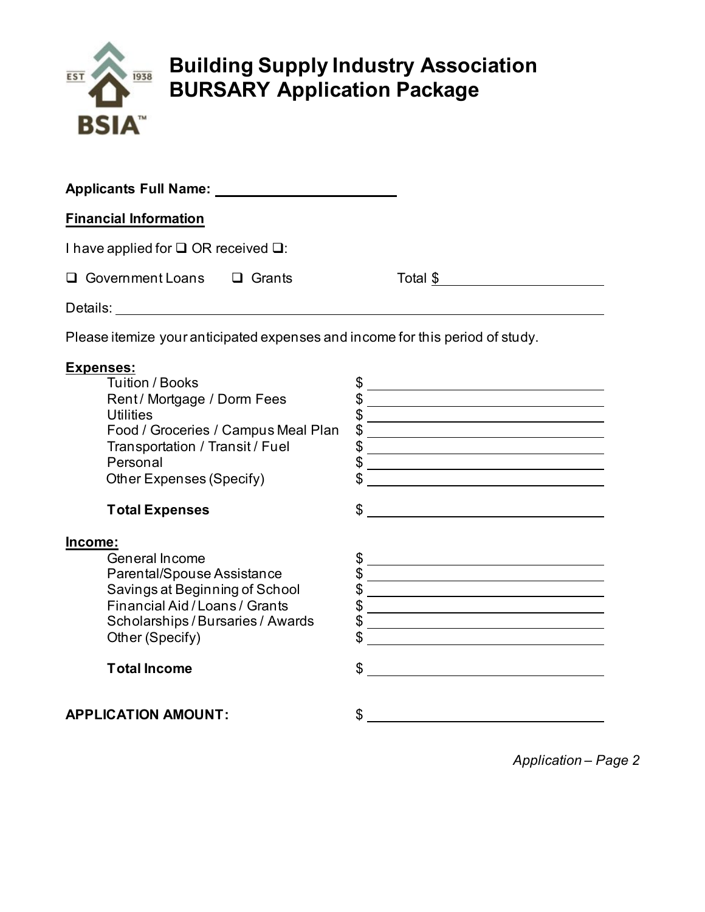# Building Supply Industry Association
# BURSARY Application Package

**Applicants Full Name:** ______________________

**Financial Information**

I have applied for ❑ OR received ❑:

❑ Government Loans ❑ Grants Total $ ______________________

Details: ______________________________________________________________

Please itemize your anticipated expenses and income for this period of study.

**Expenses:**

| | |
|---|---|
| Tuition / Books | $ ______________ |
| Rent / Mortgage / Dorm Fees | $ ______________ |
| Utilities | $ ______________ |
| Food / Groceries / Campus Meal Plan | $ ______________ |
| Transportation / Transit / Fuel | $ ______________ |
| Personal | $ ______________ |
| Other Expenses (Specify) | $ ______________ |
| **Total Expenses** | $ ______________ |

**Income:**

| | |
|---|---|
| General Income | $ ______________ |
| Parental/Spouse Assistance | $ ______________ |
| Savings at Beginning of School | $ ______________ |
| Financial Aid / Loans / Grants | $ ______________ |
| Scholarships / Bursaries / Awards | $ ______________ |
| Other (Specify) | $ ______________ |
| **Total Income** | $ ______________ |

**APPLICATION AMOUNT:** $ ______________

*Application – Page 2*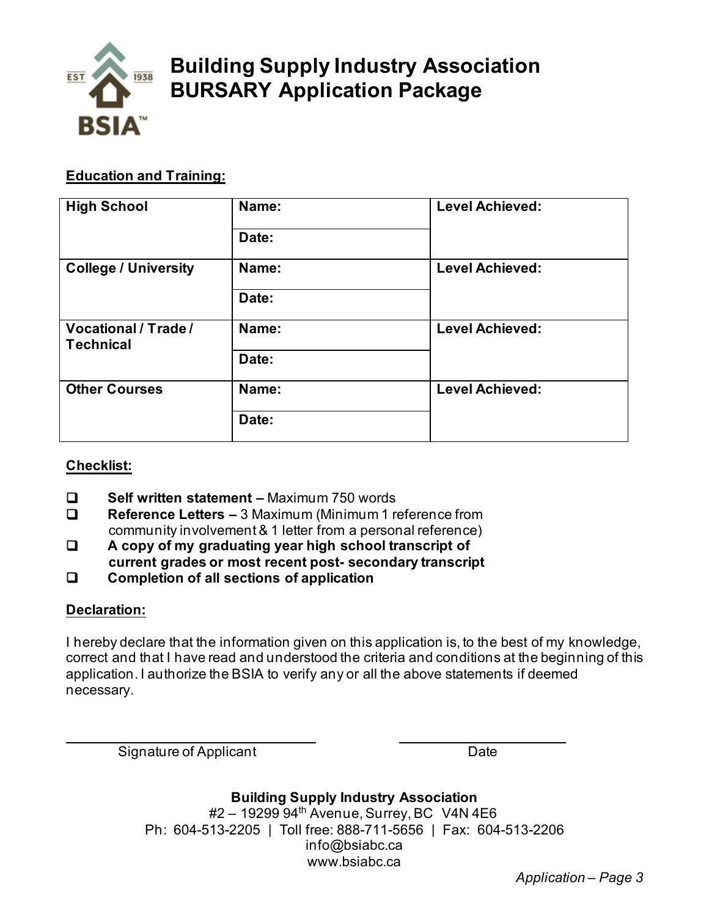# Building Supply Industry Association BURSARY Application Package

**Education and Training:**

| | | |
|---|---|---|
| **High School** | **Name:** | **Level Achieved:** |
| | **Date:** | |
| **College / University** | **Name:** | **Level Achieved:** |
| | **Date:** | |
| **Vocational / Trade / Technical** | **Name:** | **Level Achieved:** |
| | **Date:** | |
| **Other Courses** | **Name:** | **Level Achieved:** |
| | **Date:** | |

**Checklist:**

- ☐ **Self written statement –** Maximum 750 words
- ☐ **Reference Letters –** 3 Maximum (Minimum 1 reference from community involvement & 1 letter from a personal reference)
- ☐ **A copy of my graduating year high school transcript of current grades or most recent post- secondary transcript**
- ☐ **Completion of all sections of application**

**Declaration:**

I hereby declare that the information given on this application is, to the best of my knowledge, correct and that I have read and understood the criteria and conditions at the beginning of this application. I authorize the BSIA to verify any or all the above statements if deemed necessary.

_______________________________ Signature of Applicant

____________________ Date

**Building Supply Industry Association**
#2 – 19299 94th Avenue, Surrey, BC V4N 4E6
Ph: 604-513-2205 | Toll free: 888-711-5656 | Fax: 604-513-2206
info@bsiabc.ca
www.bsiabc.ca

*Application – Page 3*